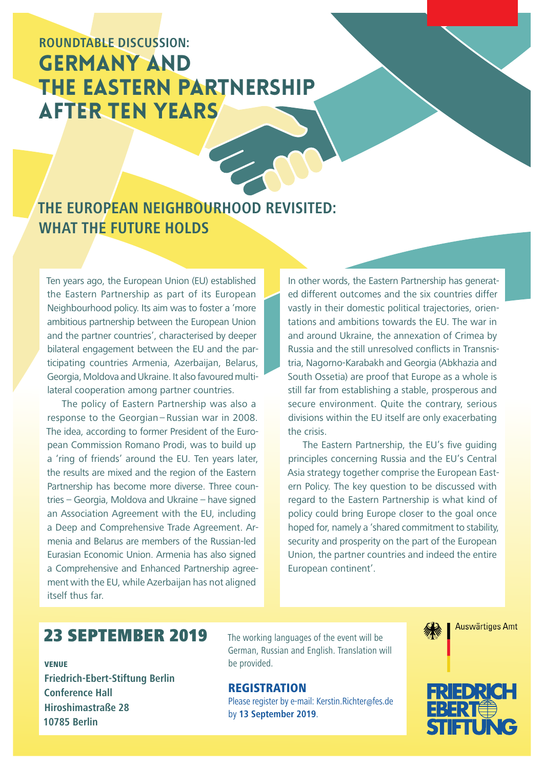**ROUNDTABLE DISCUSSION:**

# GERMANY AND THE EASTERN PARTNERSHIP AFTER TEN YEARS

## THE EUROPEAN NEIGHBOURHOOD REVISITED: WHAT THE FUTURE HOLDS

Ten years ago, the European Union (EU) established the Eastern Partnership as part of its European Neighbourhood policy. Its aim was to foster a 'more ambitious partnership between the European Union and the partner countries', characterised by deeper bilateral engagement between the EU and the participating countries Armenia, Azerbaijan, Belarus, Georgia, Moldova and Ukraine. It also favoured multilateral cooperation among partner countries.

The policy of Eastern Partnership was also a response to the Georgian–Russian war in 2008. The idea, according to former President of the European Commission Romano Prodi, was to build up a 'ring of friends' around the EU. Ten years later, the results are mixed and the region of the Eastern Partnership has become more diverse. Three countries – Georgia, Moldova and Ukraine – have signed an Association Agreement with the EU, including a Deep and Comprehensive Trade Agreement. Armenia and Belarus are members of the Russian-led Eurasian Economic Union. Armenia has also signed a Comprehensive and Enhanced Partnership agreement with the EU, while Azerbaijan has not aligned itself thus far.

In other words, the Eastern Partnership has generated different outcomes and the six countries differ vastly in their domestic political trajectories, orientations and ambitions towards the EU. The war in and around Ukraine, the annexation of Crimea by Russia and the still unresolved conflicts in Transnistria, Nagorno-Karabakh and Georgia (Abkhazia and South Ossetia) are proof that Europe as a whole is still far from establishing a stable, prosperous and secure environment. Quite the contrary, serious divisions within the EU itself are only exacerbating the crisis.

The Eastern Partnership, the EU's five guiding principles concerning Russia and the EU's Central Asia strategy together comprise the European Eastern Policy. The key question to be discussed with regard to the Eastern Partnership is what kind of policy could bring Europe closer to the goal once hoped for, namely a 'shared commitment to stability, security and prosperity on the part of the European Union, the partner countries and indeed the entire European continent'.

## 23 SEPTEMBER 2019

**VENUE**

**Friedrich-Ebert-Stiftung Berlin**
**Conference Hall**
**Hiroshimastraße 28**
**10785 Berlin**

The working languages of the event will be German, Russian and English. Translation will be provided.

### REGISTRATION

Please register by e-mail: Kerstin.Richter@fes.de by **13 September 2019**.

Auswärtiges Amt

FRIEDRICH EBERT STIFTUNG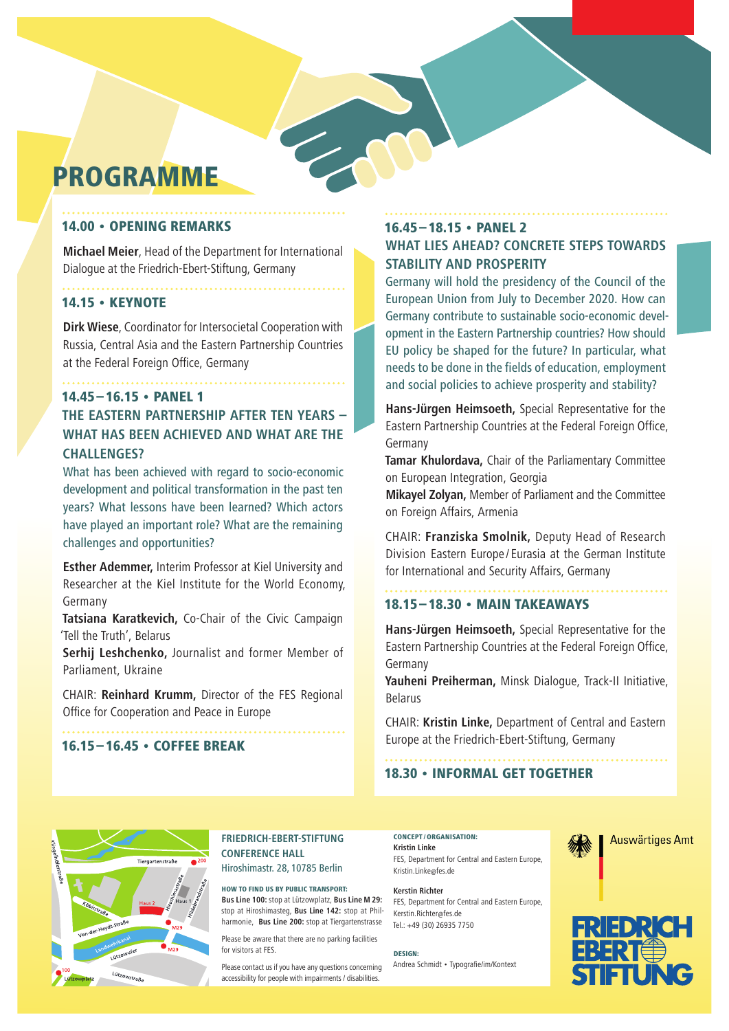# PROGRAMME

## 14.00 • OPENING REMARKS

**Michael Meier**, Head of the Department for International Dialogue at the Friedrich-Ebert-Stiftung, Germany

## 14.15 • KEYNOTE

**Dirk Wiese**, Coordinator for Intersocietal Cooperation with Russia, Central Asia and the Eastern Partnership Countries at the Federal Foreign Office, Germany

## 14.45 – 16.15 • PANEL 1

### THE EASTERN PARTNERSHIP AFTER TEN YEARS – WHAT HAS BEEN ACHIEVED AND WHAT ARE THE CHALLENGES?

What has been achieved with regard to socio-economic development and political transformation in the past ten years? What lessons have been learned? Which actors have played an important role? What are the remaining challenges and opportunities?

**Esther Ademmer,** Interim Professor at Kiel University and Researcher at the Kiel Institute for the World Economy, Germany

**Tatsiana Karatkevich,** Co-Chair of the Civic Campaign 'Tell the Truth', Belarus

**Serhij Leshchenko,** Journalist and former Member of Parliament, Ukraine

CHAIR: **Reinhard Krumm,** Director of the FES Regional Office for Cooperation and Peace in Europe

## 16.15 – 16.45 • COFFEE BREAK

## 16.45 – 18.15 • PANEL 2

### WHAT LIES AHEAD? CONCRETE STEPS TOWARDS STABILITY AND PROSPERITY

Germany will hold the presidency of the Council of the European Union from July to December 2020. How can Germany contribute to sustainable socio-economic development in the Eastern Partnership countries? How should EU policy be shaped for the future? In particular, what needs to be done in the fields of education, employment and social policies to achieve prosperity and stability?

**Hans-Jürgen Heimsoeth,** Special Representative for the Eastern Partnership Countries at the Federal Foreign Office, Germany

**Tamar Khulordava,** Chair of the Parliamentary Committee on European Integration, Georgia

**Mikayel Zolyan,** Member of Parliament and the Committee on Foreign Affairs, Armenia

CHAIR: **Franziska Smolnik,** Deputy Head of Research Division Eastern Europe / Eurasia at the German Institute for International and Security Affairs, Germany

## 18.15 – 18.30 • MAIN TAKEAWAYS

**Hans-Jürgen Heimsoeth,** Special Representative for the Eastern Partnership Countries at the Federal Foreign Office, Germany

**Yauheni Preiherman,** Minsk Dialogue, Track-II Initiative, Belarus

CHAIR: **Kristin Linke,** Department of Central and Eastern Europe at the Friedrich-Ebert-Stiftung, Germany

## 18.30 • INFORMAL GET TOGETHER

---

**FRIEDRICH-EBERT-STIFTUNG**
**CONFERENCE HALL**
Hiroshimastr. 28, 10785 Berlin

**HOW TO FIND US BY PUBLIC TRANSPORT:**
**Bus Line 100:** stop at Lützowplatz, **Bus Line M 29:** stop at Hiroshimasteg, **Bus Line 142:** stop at Philharmonie, **Bus Line 200:** stop at Tiergartenstrasse

Please be aware that there are no parking facilities for visitors at FES.

Please contact us if you have any questions concerning accessibility for people with impairments / disabilities.

**CONCEPT / ORGANISATION:**
**Kristin Linke**
FES, Department for Central and Eastern Europe, Kristin.Linke@fes.de

**Kerstin Richter**
FES, Department for Central and Eastern Europe, Kerstin.Richter@fes.de
Tel.: +49 (30) 26935 7750

**DESIGN:**
Andrea Schmidt • Typografie/im/Kontext

Auswärtiges Amt

FRIEDRICH EBERT STIFTUNG